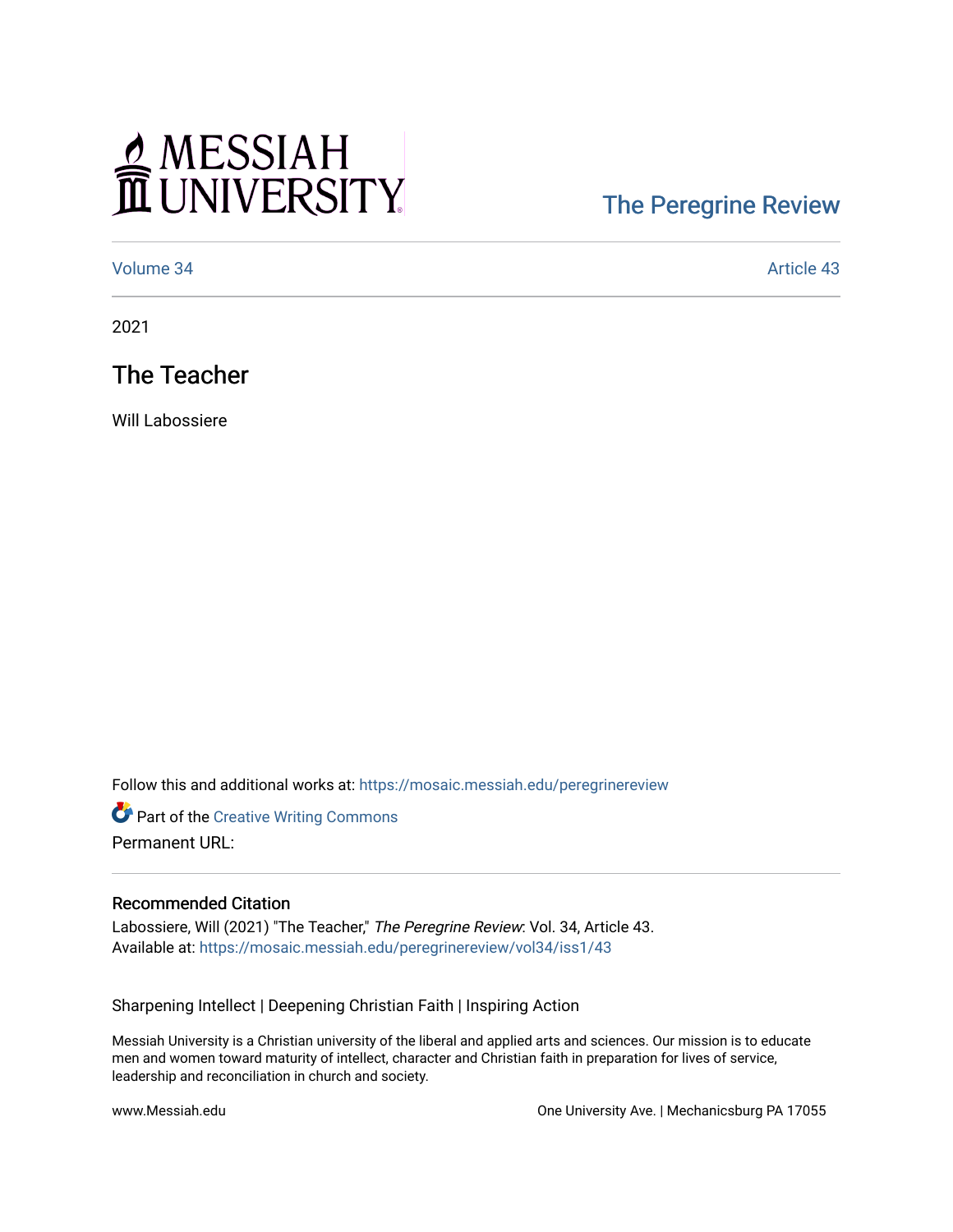MESSIAH UNIVERSITY

[The Peregrine Review](https://mosaic.messiah.edu/peregrinereview)

Volume 34 | Article 43

2021

# The Teacher

Will Labossiere

Follow this and additional works at: https://mosaic.messiah.edu/peregrinereview

Part of the Creative Writing Commons

Permanent URL:

## Recommended Citation

Labossiere, Will (2021) "The Teacher," *The Peregrine Review*: Vol. 34, Article 43.
Available at: https://mosaic.messiah.edu/peregrinereview/vol34/iss1/43

Sharpening Intellect | Deepening Christian Faith | Inspiring Action

Messiah University is a Christian university of the liberal and applied arts and sciences. Our mission is to educate men and women toward maturity of intellect, character and Christian faith in preparation for lives of service, leadership and reconciliation in church and society.

www.Messiah.edu

One University Ave. | Mechanicsburg PA 17055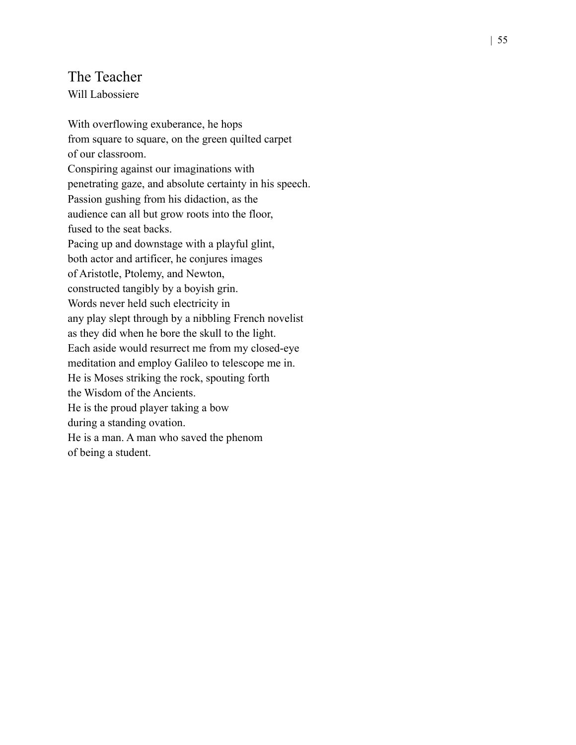# The Teacher

Will Labossiere

With overflowing exuberance, he hops
from square to square, on the green quilted carpet
of our classroom.
Conspiring against our imaginations with
penetrating gaze, and absolute certainty in his speech.
Passion gushing from his didaction, as the
audience can all but grow roots into the floor,
fused to the seat backs.
Pacing up and downstage with a playful glint,
both actor and artificer, he conjures images
of Aristotle, Ptolemy, and Newton,
constructed tangibly by a boyish grin.
Words never held such electricity in
any play slept through by a nibbling French novelist
as they did when he bore the skull to the light.
Each aside would resurrect me from my closed-eye
meditation and employ Galileo to telescope me in.
He is Moses striking the rock, spouting forth
the Wisdom of the Ancients.
He is the proud player taking a bow
during a standing ovation.
He is a man. A man who saved the phenom
of being a student.